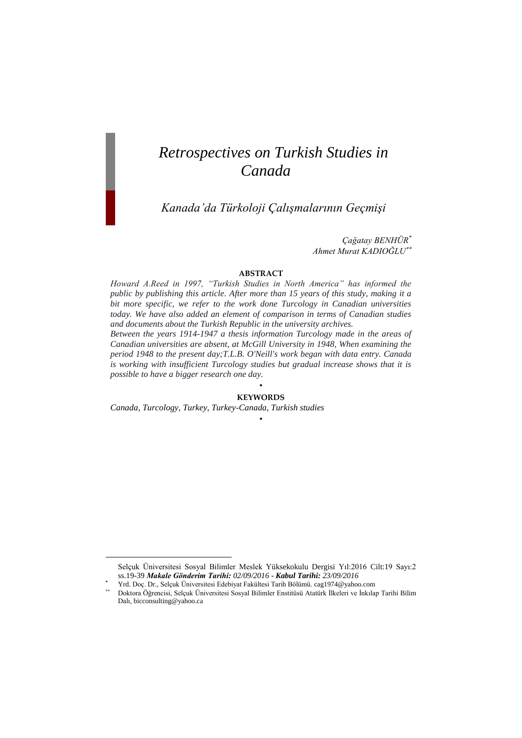# *Retrospectives on Turkish Studies in Canada*

## *Kanada'da Türkoloji Çalışmalarının Geçmişi*

*Çağatay BENHÜR*[*]
*Ahmet Murat KADIOĞLU*[**]

**ABSTRACT**

*Howard A.Reed in 1997, "Turkish Studies in North America" has informed the public by publishing this article. After more than 15 years of this study, making it a bit more specific, we refer to the work done Turcology in Canadian universities today. We have also added an element of comparison in terms of Canadian studies and documents about the Turkish Republic in the university archives.*

*Between the years 1914-1947 a thesis information Turcology made in the areas of Canadian universities are absent, at McGill University in 1948, When examining the period 1948 to the present day;T.L.B. O'Neill's work began with data entry. Canada is working with insufficient Turcology studies but gradual increase shows that it is possible to have a bigger research one day.*

•

**KEYWORDS**

*Canada, Turcology, Turkey, Turkey-Canada, Turkish studies*

•

---

Selçuk Üniversitesi Sosyal Bilimler Meslek Yüksekokulu Dergisi Yıl:2016 Cilt:19 Sayı:2 ss.19-39 ***Makale Gönderim Tarihi:** 02/09/2016* - ***Kabul Tarihi:** 23/09/2016*

[*] Yrd. Doç. Dr., Selçuk Üniversitesi Edebiyat Fakültesi Tarih Bölümü. cag1974@yahoo.com

[**] Doktora Öğrencisi, Selçuk Üniversitesi Sosyal Bilimler Enstitüsü Atatürk İlkeleri ve İnkılap Tarihi Bilim Dalı, bicconsulting@yahoo.ca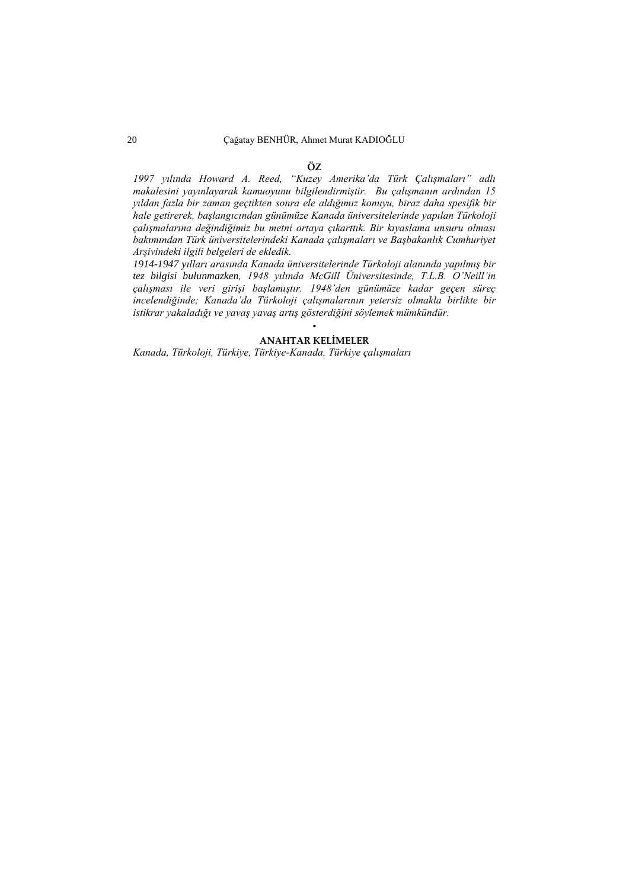## ÖZ

*1997 yılında Howard A. Reed, "Kuzey Amerika'da Türk Çalışmaları" adlı makalesini yayınlayarak kamuoyunu bilgilendirmiştir. Bu çalışmanın ardından 15 yıldan fazla bir zaman geçtikten sonra ele aldığımız konuyu, biraz daha spesifik bir hale getirerek, başlangıcından günümüze Kanada üniversitelerinde yapılan Türkoloji çalışmalarına değindiğimiz bu metni ortaya çıkarttık. Bir kıyaslama unsuru olması bakımından Türk üniversitelerindeki Kanada çalışmaları ve Başbakanlık Cumhuriyet Arşivindeki ilgili belgeleri de ekledik.*

*1914-1947 yılları arasında Kanada üniversitelerinde Türkoloji alanında yapılmış bir tez bilgisi bulunmazken, 1948 yılında McGill Üniversitesinde, T.L.B. O'Neill'in çalışması ile veri girişi başlamıştır. 1948'den günümüze kadar geçen süreç incelendiğinde; Kanada'da Türkoloji çalışmalarının yetersiz olmakla birlikte bir istikrar yakaladığı ve yavaş yavaş artış gösterdiğini söylemek mümkündür.*

•

**ANAHTAR KELİMELER**

*Kanada, Türkoloji, Türkiye, Türkiye-Kanada, Türkiye çalışmaları*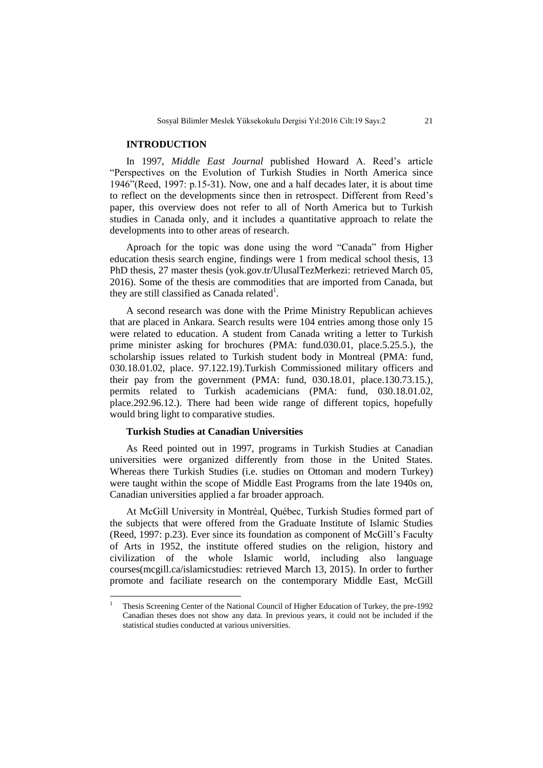## INTRODUCTION

In 1997, *Middle East Journal* published Howard A. Reed's article "Perspectives on the Evolution of Turkish Studies in North America since 1946"(Reed, 1997: p.15-31). Now, one and a half decades later, it is about time to reflect on the developments since then in retrospect. Different from Reed's paper, this overview does not refer to all of North America but to Turkish studies in Canada only, and it includes a quantitative approach to relate the developments into to other areas of research.

Aproach for the topic was done using the word "Canada" from Higher education thesis search engine, findings were 1 from medical school thesis, 13 PhD thesis, 27 master thesis (yok.gov.tr/UlusalTezMerkezi: retrieved March 05, 2016). Some of the thesis are commodities that are imported from Canada, but they are still classified as Canada related[1].

A second research was done with the Prime Ministry Republican achieves that are placed in Ankara. Search results were 104 entries among those only 15 were related to education. A student from Canada writing a letter to Turkish prime minister asking for brochures (PMA: fund.030.01, place.5.25.5.), the scholarship issues related to Turkish student body in Montreal (PMA: fund, 030.18.01.02, place. 97.122.19).Turkish Commissioned military officers and their pay from the government (PMA: fund, 030.18.01, place.130.73.15.), permits related to Turkish academicians (PMA: fund, 030.18.01.02, place.292.96.12.). There had been wide range of different topics, hopefully would bring light to comparative studies.

### Turkish Studies at Canadian Universities

As Reed pointed out in 1997, programs in Turkish Studies at Canadian universities were organized differently from those in the United States. Whereas there Turkish Studies (i.e. studies on Ottoman and modern Turkey) were taught within the scope of Middle East Programs from the late 1940s on, Canadian universities applied a far broader approach.

At McGill University in Montréal, Québec, Turkish Studies formed part of the subjects that were offered from the Graduate Institute of Islamic Studies (Reed, 1997: p.23). Ever since its foundation as component of McGill's Faculty of Arts in 1952, the institute offered studies on the religion, history and civilization of the whole Islamic world, including also language courses(mcgill.ca/islamicstudies: retrieved March 13, 2015). In order to further promote and faciliate research on the contemporary Middle East, McGill

[1] Thesis Screening Center of the National Council of Higher Education of Turkey, the pre-1992 Canadian theses does not show any data. In previous years, it could not be included if the statistical studies conducted at various universities.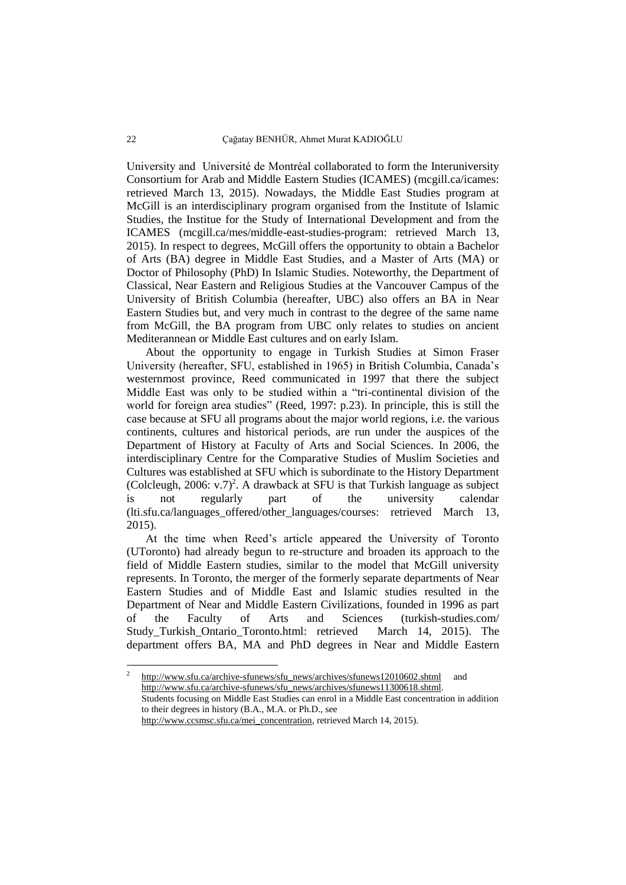University and Université de Montréal collaborated to form the Interuniversity Consortium for Arab and Middle Eastern Studies (ICAMES) (mcgill.ca/icames: retrieved March 13, 2015). Nowadays, the Middle East Studies program at McGill is an interdisciplinary program organised from the Institute of Islamic Studies, the Institue for the Study of International Development and from the ICAMES (mcgill.ca/mes/middle-east-studies-program: retrieved March 13, 2015). In respect to degrees, McGill offers the opportunity to obtain a Bachelor of Arts (BA) degree in Middle East Studies, and a Master of Arts (MA) or Doctor of Philosophy (PhD) In Islamic Studies. Noteworthy, the Department of Classical, Near Eastern and Religious Studies at the Vancouver Campus of the University of British Columbia (hereafter, UBC) also offers an BA in Near Eastern Studies but, and very much in contrast to the degree of the same name from McGill, the BA program from UBC only relates to studies on ancient Mediterannean or Middle East cultures and on early Islam.

About the opportunity to engage in Turkish Studies at Simon Fraser University (hereafter, SFU, established in 1965) in British Columbia, Canada's westernmost province, Reed communicated in 1997 that there the subject Middle East was only to be studied within a "tri-continental division of the world for foreign area studies" (Reed, 1997: p.23). In principle, this is still the case because at SFU all programs about the major world regions, i.e. the various continents, cultures and historical periods, are run under the auspices of the Department of History at Faculty of Arts and Social Sciences. In 2006, the interdisciplinary Centre for the Comparative Studies of Muslim Societies and Cultures was established at SFU which is subordinate to the History Department (Colcleugh, 2006: v.7)[2]. A drawback at SFU is that Turkish language as subject is not regularly part of the university calendar (lti.sfu.ca/languages_offered/other_languages/courses: retrieved March 13, 2015).

At the time when Reed's article appeared the University of Toronto (UToronto) had already begun to re-structure and broaden its approach to the field of Middle Eastern studies, similar to the model that McGill university represents. In Toronto, the merger of the formerly separate departments of Near Eastern Studies and of Middle East and Islamic studies resulted in the Department of Near and Middle Eastern Civilizations, founded in 1996 as part of the Faculty of Arts and Sciences (turkish-studies.com/ Study_Turkish_Ontario_Toronto.html: retrieved March 14, 2015). The department offers BA, MA and PhD degrees in Near and Middle Eastern

---

[2] http://www.sfu.ca/archive-sfunews/sfu_news/archives/sfunews12010602.shtml and http://www.sfu.ca/archive-sfunews/sfu_news/archives/sfunews11300618.shtml. Students focusing on Middle East Studies can enrol in a Middle East concentration in addition to their degrees in history (B.A., M.A. or Ph.D., see http://www.ccsmsc.sfu.ca/mei_concentration, retrieved March 14, 2015).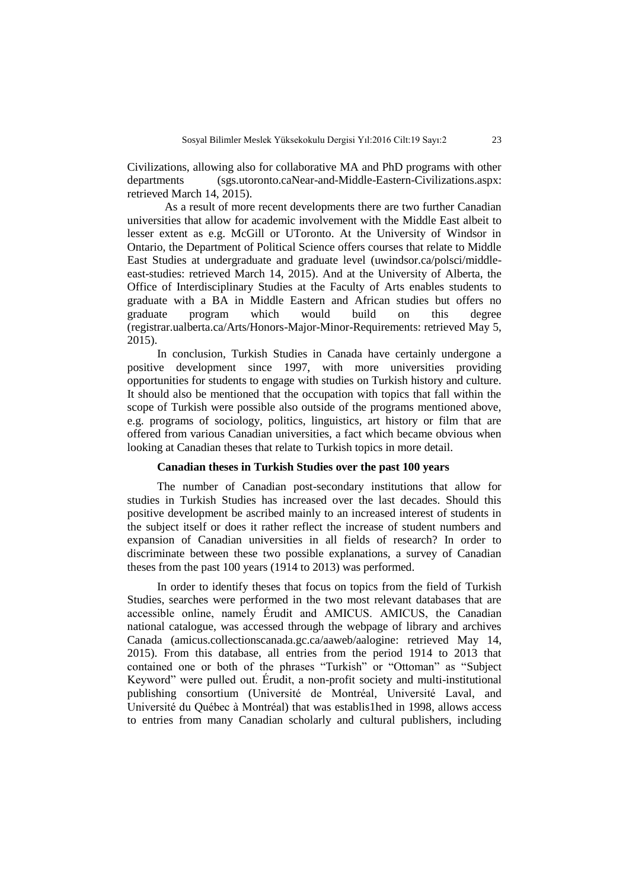Civilizations, allowing also for collaborative MA and PhD programs with other departments (sgs.utoronto.caNear-and-Middle-Eastern-Civilizations.aspx: retrieved March 14, 2015).

As a result of more recent developments there are two further Canadian universities that allow for academic involvement with the Middle East albeit to lesser extent as e.g. McGill or UToronto. At the University of Windsor in Ontario, the Department of Political Science offers courses that relate to Middle East Studies at undergraduate and graduate level (uwindsor.ca/polsci/middle-east-studies: retrieved March 14, 2015). And at the University of Alberta, the Office of Interdisciplinary Studies at the Faculty of Arts enables students to graduate with a BA in Middle Eastern and African studies but offers no graduate program which would build on this degree (registrar.ualberta.ca/Arts/Honors-Major-Minor-Requirements: retrieved May 5, 2015).

In conclusion, Turkish Studies in Canada have certainly undergone a positive development since 1997, with more universities providing opportunities for students to engage with studies on Turkish history and culture. It should also be mentioned that the occupation with topics that fall within the scope of Turkish were possible also outside of the programs mentioned above, e.g. programs of sociology, politics, linguistics, art history or film that are offered from various Canadian universities, a fact which became obvious when looking at Canadian theses that relate to Turkish topics in more detail.

### Canadian theses in Turkish Studies over the past 100 years

The number of Canadian post-secondary institutions that allow for studies in Turkish Studies has increased over the last decades. Should this positive development be ascribed mainly to an increased interest of students in the subject itself or does it rather reflect the increase of student numbers and expansion of Canadian universities in all fields of research? In order to discriminate between these two possible explanations, a survey of Canadian theses from the past 100 years (1914 to 2013) was performed.

In order to identify theses that focus on topics from the field of Turkish Studies, searches were performed in the two most relevant databases that are accessible online, namely Érudit and AMICUS. AMICUS, the Canadian national catalogue, was accessed through the webpage of library and archives Canada (amicus.collectionscanada.gc.ca/aaweb/aalogine: retrieved May 14, 2015). From this database, all entries from the period 1914 to 2013 that contained one or both of the phrases "Turkish" or "Ottoman" as "Subject Keyword" were pulled out. Érudit, a non-profit society and multi-institutional publishing consortium (Université de Montréal, Université Laval, and Université du Québec à Montréal) that was establis1hed in 1998, allows access to entries from many Canadian scholarly and cultural publishers, including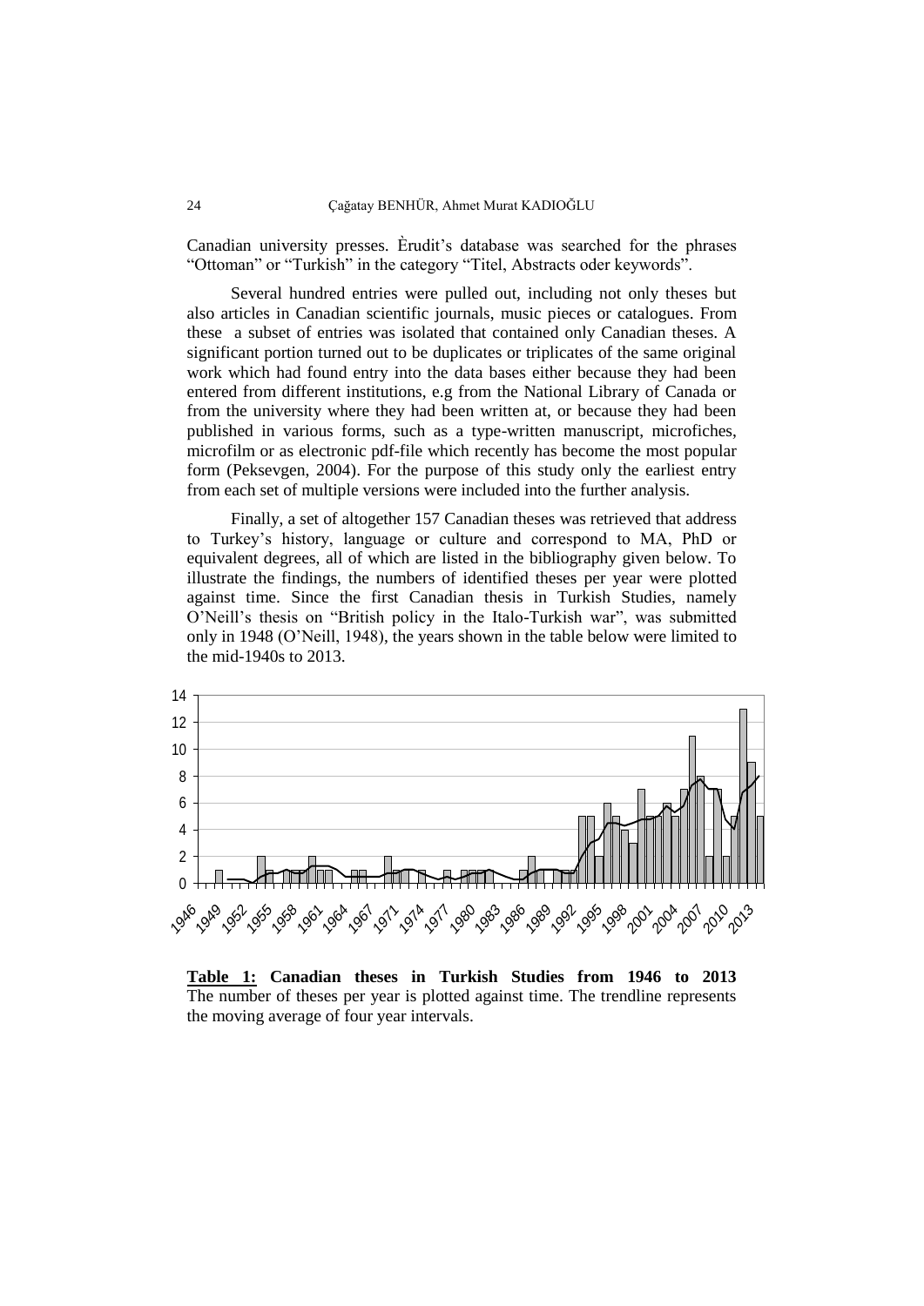Canadian university presses. Èrudit's database was searched for the phrases "Ottoman" or "Turkish" in the category "Titel, Abstracts oder keywords".

Several hundred entries were pulled out, including not only theses but also articles in Canadian scientific journals, music pieces or catalogues. From these a subset of entries was isolated that contained only Canadian theses. A significant portion turned out to be duplicates or triplicates of the same original work which had found entry into the data bases either because they had been entered from different institutions, e.g from the National Library of Canada or from the university where they had been written at, or because they had been published in various forms, such as a type-written manuscript, microfiches, microfilm or as electronic pdf-file which recently has become the most popular form (Peksevgen, 2004). For the purpose of this study only the earliest entry from each set of multiple versions were included into the further analysis.

Finally, a set of altogether 157 Canadian theses was retrieved that address to Turkey's history, language or culture and correspond to MA, PhD or equivalent degrees, all of which are listed in the bibliography given below. To illustrate the findings, the numbers of identified theses per year were plotted against time. Since the first Canadian thesis in Turkish Studies, namely O'Neill's thesis on "British policy in the Italo-Turkish war", was submitted only in 1948 (O'Neill, 1948), the years shown in the table below were limited to the mid-1940s to 2013.

**Table 1: Canadian theses in Turkish Studies from 1946 to 2013** The number of theses per year is plotted against time. The trendline represents the moving average of four year intervals.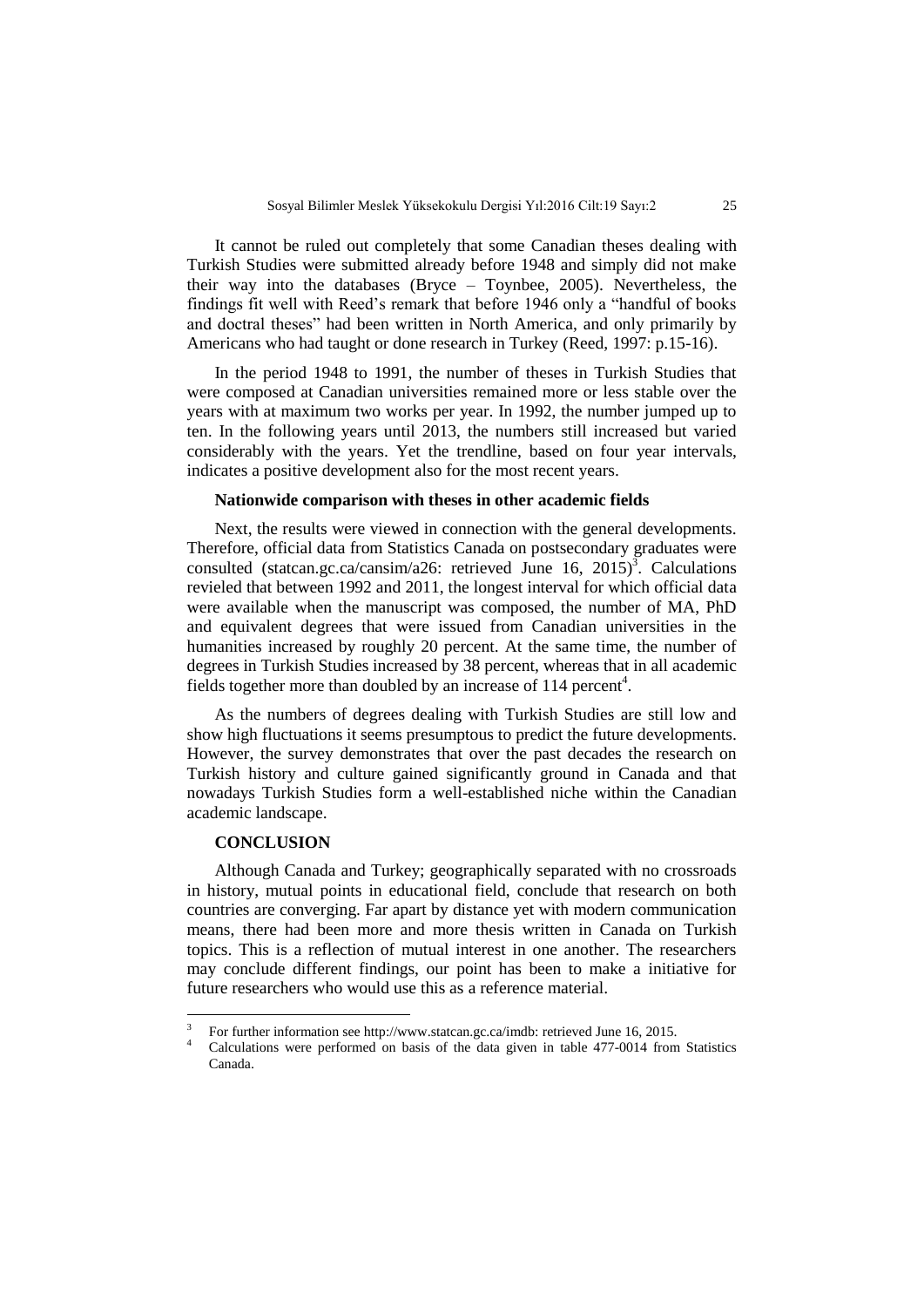It cannot be ruled out completely that some Canadian theses dealing with Turkish Studies were submitted already before 1948 and simply did not make their way into the databases (Bryce – Toynbee, 2005). Nevertheless, the findings fit well with Reed's remark that before 1946 only a "handful of books and doctral theses" had been written in North America, and only primarily by Americans who had taught or done research in Turkey (Reed, 1997: p.15-16).

In the period 1948 to 1991, the number of theses in Turkish Studies that were composed at Canadian universities remained more or less stable over the years with at maximum two works per year. In 1992, the number jumped up to ten. In the following years until 2013, the numbers still increased but varied considerably with the years. Yet the trendline, based on four year intervals, indicates a positive development also for the most recent years.

### Nationwide comparison with theses in other academic fields

Next, the results were viewed in connection with the general developments. Therefore, official data from Statistics Canada on postsecondary graduates were consulted (statcan.gc.ca/cansim/a26: retrieved June 16, 2015)[3]. Calculations revieled that between 1992 and 2011, the longest interval for which official data were available when the manuscript was composed, the number of MA, PhD and equivalent degrees that were issued from Canadian universities in the humanities increased by roughly 20 percent. At the same time, the number of degrees in Turkish Studies increased by 38 percent, whereas that in all academic fields together more than doubled by an increase of 114 percent[4].

As the numbers of degrees dealing with Turkish Studies are still low and show high fluctuations it seems presumptous to predict the future developments. However, the survey demonstrates that over the past decades the research on Turkish history and culture gained significantly ground in Canada and that nowadays Turkish Studies form a well-established niche within the Canadian academic landscape.

## CONCLUSION

Although Canada and Turkey; geographically separated with no crossroads in history, mutual points in educational field, conclude that research on both countries are converging. Far apart by distance yet with modern communication means, there had been more and more thesis written in Canada on Turkish topics. This is a reflection of mutual interest in one another. The researchers may conclude different findings, our point has been to make a initiative for future researchers who would use this as a reference material.

---

[3] For further information see http://www.statcan.gc.ca/imdb: retrieved June 16, 2015.

[4] Calculations were performed on basis of the data given in table 477-0014 from Statistics Canada.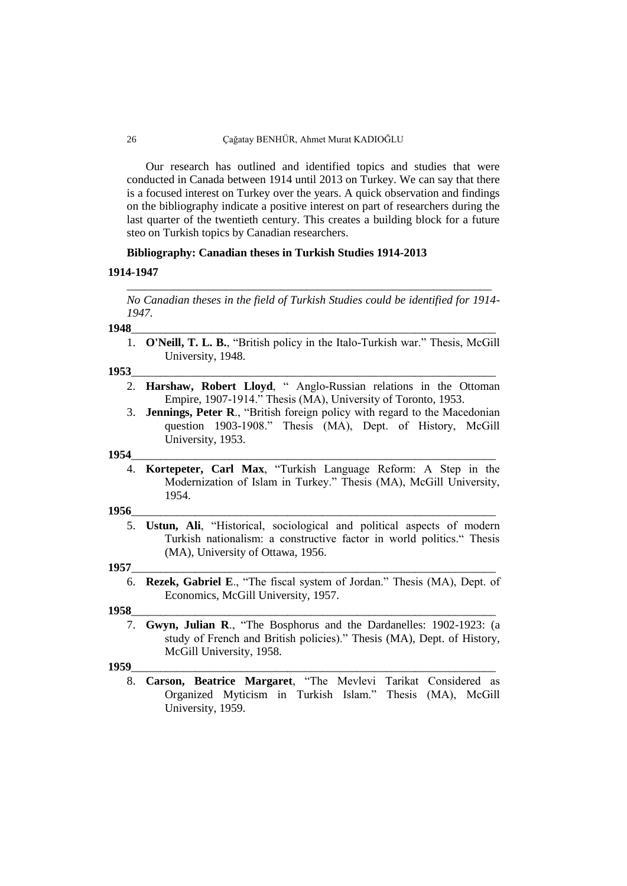Our research has outlined and identified topics and studies that were conducted in Canada between 1914 until 2013 on Turkey. We can say that there is a focused interest on Turkey over the years. A quick observation and findings on the bibliography indicate a positive interest on part of researchers during the last quarter of the twentieth century. This creates a building block for a future steo on Turkish topics by Canadian researchers.

**Bibliography: Canadian theses in Turkish Studies 1914-2013**

**1914-1947**

---

*No Canadian theses in the field of Turkish Studies could be identified for 1914-1947.*

**1948**

---

1. **O'Neill, T. L. B.**, "British policy in the Italo-Turkish war." Thesis, McGill University, 1948.

**1953**

---

2. **Harshaw, Robert Lloyd**, " Anglo-Russian relations in the Ottoman Empire, 1907-1914." Thesis (MA), University of Toronto, 1953.
3. **Jennings, Peter R**., "British foreign policy with regard to the Macedonian question 1903-1908." Thesis (MA), Dept. of History, McGill University, 1953.

**1954**

---

4. **Kortepeter, Carl Max**, "Turkish Language Reform: A Step in the Modernization of Islam in Turkey." Thesis (MA), McGill University, 1954.

**1956**

---

5. **Ustun, Ali**, "Historical, sociological and political aspects of modern Turkish nationalism: a constructive factor in world politics." Thesis (MA), University of Ottawa, 1956.

**1957**

---

6. **Rezek, Gabriel E**., "The fiscal system of Jordan." Thesis (MA), Dept. of Economics, McGill University, 1957.

**1958**

---

7. **Gwyn, Julian R**., "The Bosphorus and the Dardanelles: 1902-1923: (a study of French and British policies)." Thesis (MA), Dept. of History, McGill University, 1958.

**1959**

---

8. **Carson, Beatrice Margaret**, "The Mevlevi Tarikat Considered as Organized Myticism in Turkish Islam." Thesis (MA), McGill University, 1959.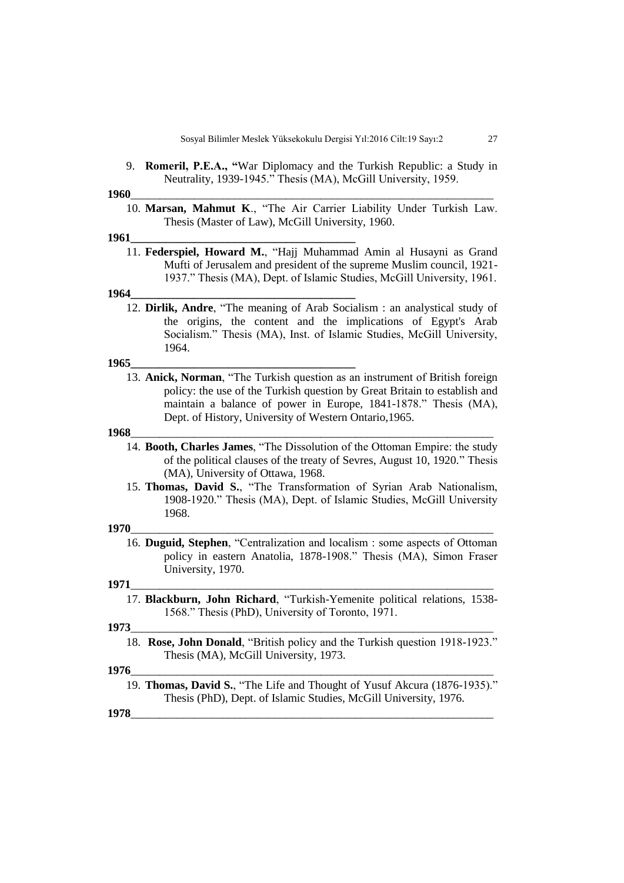9. **Romeril, P.E.A., "**War Diplomacy and the Turkish Republic: a Study in Neutrality, 1939-1945." Thesis (MA), McGill University, 1959.

**1960**___________________________________________________________________

10. **Marsan, Mahmut K**., "The Air Carrier Liability Under Turkish Law. Thesis (Master of Law), McGill University, 1960.

**1961\_\_\_\_\_\_\_\_\_\_\_\_\_\_\_\_\_\_\_\_\_\_\_\_\_\_\_\_\_\_\_\_\_\_\_\_\_\_\_\_**

11. **Federspiel, Howard M.**, "Hajj Muhammad Amin al Husayni as Grand Mufti of Jerusalem and president of the supreme Muslim council, 1921-1937." Thesis (MA), Dept. of Islamic Studies, McGill University, 1961.

**1964\_\_\_\_\_\_\_\_\_\_\_\_\_\_\_\_\_\_\_\_\_\_\_\_\_\_\_\_\_\_\_\_\_\_\_\_\_\_\_\_**

12. **Dirlik, Andre**, "The meaning of Arab Socialism : an analystical study of the origins, the content and the implications of Egypt's Arab Socialism." Thesis (MA), Inst. of Islamic Studies, McGill University, 1964.

**1965\_\_\_\_\_\_\_\_\_\_\_\_\_\_\_\_\_\_\_\_\_\_\_\_\_\_\_\_\_\_\_\_\_\_\_\_\_\_\_\_**

13. **Anick, Norman**, "The Turkish question as an instrument of British foreign policy: the use of the Turkish question by Great Britain to establish and maintain a balance of power in Europe, 1841-1878." Thesis (MA), Dept. of History, University of Western Ontario,1965.

**1968**___________________________________________________________________

14. **Booth, Charles James**, "The Dissolution of the Ottoman Empire: the study of the political clauses of the treaty of Sevres, August 10, 1920." Thesis (MA), University of Ottawa, 1968.
15. **Thomas, David S.**, "The Transformation of Syrian Arab Nationalism, 1908-1920." Thesis (MA), Dept. of Islamic Studies, McGill University 1968.

**1970**___________________________________________________________________

16. **Duguid, Stephen**, "Centralization and localism : some aspects of Ottoman policy in eastern Anatolia, 1878-1908." Thesis (MA), Simon Fraser University, 1970.

**1971**___________________________________________________________________

17. **Blackburn, John Richard**, "Turkish-Yemenite political relations, 1538-1568." Thesis (PhD), University of Toronto, 1971.

**1973**___________________________________________________________________

18. **Rose, John Donald**, "British policy and the Turkish question 1918-1923." Thesis (MA), McGill University, 1973.

**1976**___________________________________________________________________

19. **Thomas, David S.**, "The Life and Thought of Yusuf Akcura (1876-1935)." Thesis (PhD), Dept. of Islamic Studies, McGill University, 1976.

**1978**___________________________________________________________________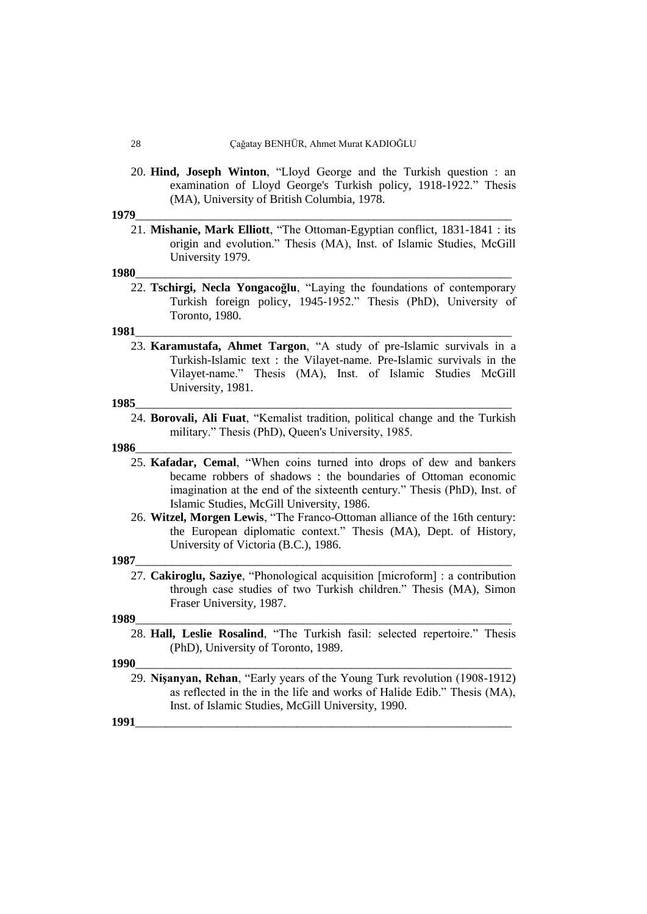20. **Hind, Joseph Winton**, "Lloyd George and the Turkish question : an examination of Lloyd George's Turkish policy, 1918-1922." Thesis (MA), University of British Columbia, 1978.

**1979**

21. **Mishanie, Mark Elliott**, "The Ottoman-Egyptian conflict, 1831-1841 : its origin and evolution." Thesis (MA), Inst. of Islamic Studies, McGill University 1979.

**1980**

22. **Tschirgi, Necla Yongacoğlu**, "Laying the foundations of contemporary Turkish foreign policy, 1945-1952." Thesis (PhD), University of Toronto, 1980.

**1981**

23. **Karamustafa, Ahmet Targon**, "A study of pre-Islamic survivals in a Turkish-Islamic text : the Vilayet-name. Pre-Islamic survivals in the Vilayet-name." Thesis (MA), Inst. of Islamic Studies McGill University, 1981.

**1985**

24. **Borovali, Ali Fuat**, "Kemalist tradition, political change and the Turkish military." Thesis (PhD), Queen's University, 1985.

**1986**

25. **Kafadar, Cemal**, "When coins turned into drops of dew and bankers became robbers of shadows : the boundaries of Ottoman economic imagination at the end of the sixteenth century." Thesis (PhD), Inst. of Islamic Studies, McGill University, 1986.
26. **Witzel, Morgen Lewis**, "The Franco-Ottoman alliance of the 16th century: the European diplomatic context." Thesis (MA), Dept. of History, University of Victoria (B.C.), 1986.

**1987**

27. **Cakiroglu, Saziye**, "Phonological acquisition [microform] : a contribution through case studies of two Turkish children." Thesis (MA), Simon Fraser University, 1987.

**1989**

28. **Hall, Leslie Rosalind**, "The Turkish fasil: selected repertoire." Thesis (PhD), University of Toronto, 1989.

**1990**

29. **Nişanyan, Rehan**, "Early years of the Young Turk revolution (1908-1912) as reflected in the in the life and works of Halide Edib." Thesis (MA), Inst. of Islamic Studies, McGill University, 1990.

**1991**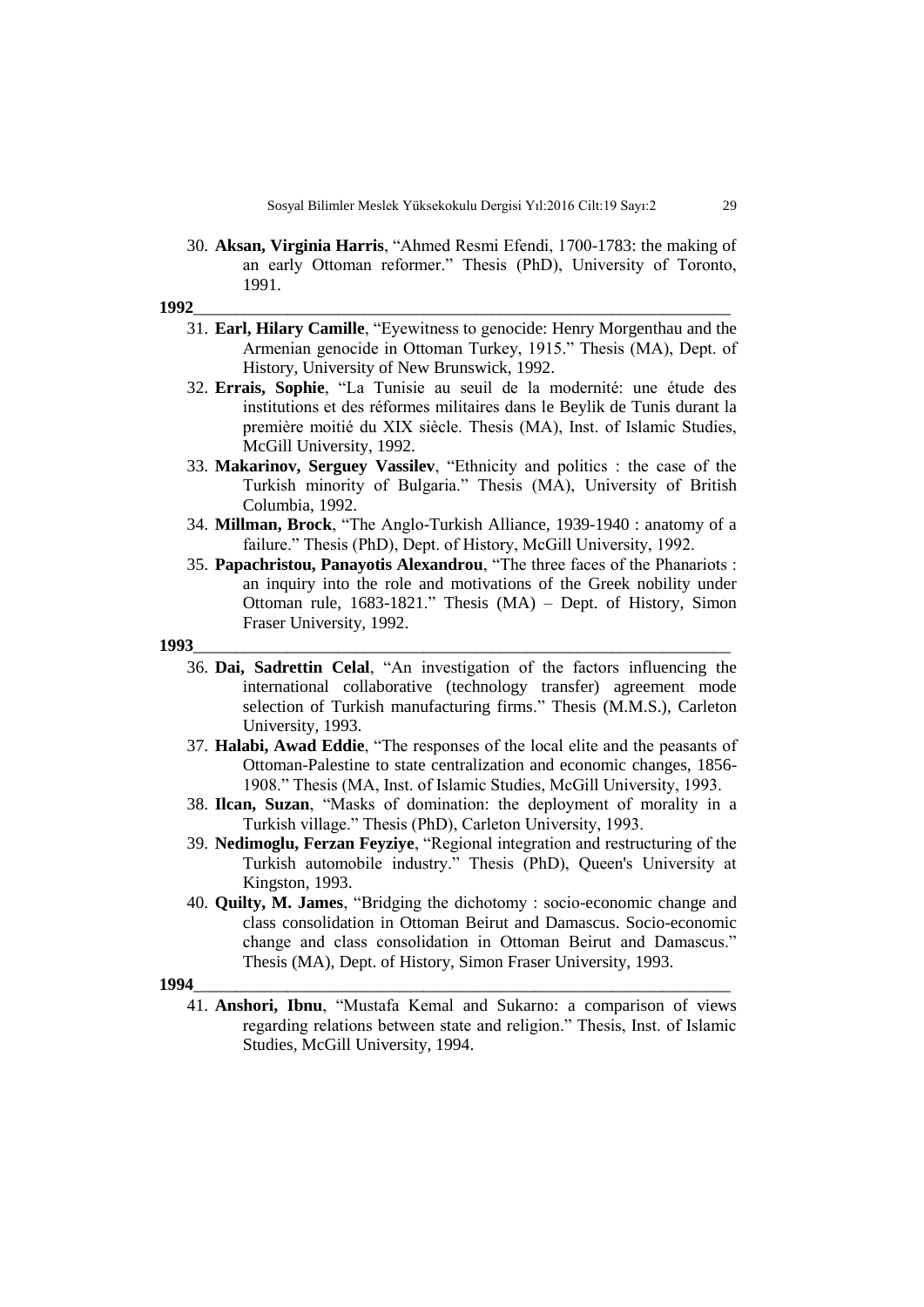30. **Aksan, Virginia Harris**, "Ahmed Resmi Efendi, 1700-1783: the making of an early Ottoman reformer." Thesis (PhD), University of Toronto, 1991.

**1992**

31. **Earl, Hilary Camille**, "Eyewitness to genocide: Henry Morgenthau and the Armenian genocide in Ottoman Turkey, 1915." Thesis (MA), Dept. of History, University of New Brunswick, 1992.
32. **Errais, Sophie**, "La Tunisie au seuil de la modernité: une étude des institutions et des réformes militaires dans le Beylik de Tunis durant la première moitié du XIX siècle. Thesis (MA), Inst. of Islamic Studies, McGill University, 1992.
33. **Makarinov, Serguey Vassilev**, "Ethnicity and politics : the case of the Turkish minority of Bulgaria." Thesis (MA), University of British Columbia, 1992.
34. **Millman, Brock**, "The Anglo-Turkish Alliance, 1939-1940 : anatomy of a failure." Thesis (PhD), Dept. of History, McGill University, 1992.
35. **Papachristou, Panayotis Alexandrou**, "The three faces of the Phanariots : an inquiry into the role and motivations of the Greek nobility under Ottoman rule, 1683-1821." Thesis (MA) – Dept. of History, Simon Fraser University, 1992.

**1993**

36. **Dai, Sadrettin Celal**, "An investigation of the factors influencing the international collaborative (technology transfer) agreement mode selection of Turkish manufacturing firms." Thesis (M.M.S.), Carleton University, 1993.
37. **Halabi, Awad Eddie**, "The responses of the local elite and the peasants of Ottoman-Palestine to state centralization and economic changes, 1856-1908." Thesis (MA, Inst. of Islamic Studies, McGill University, 1993.
38. **Ilcan, Suzan**, "Masks of domination: the deployment of morality in a Turkish village." Thesis (PhD), Carleton University, 1993.
39. **Nedimoglu, Ferzan Feyziye**, "Regional integration and restructuring of the Turkish automobile industry." Thesis (PhD), Queen's University at Kingston, 1993.
40. **Quilty, M. James**, "Bridging the dichotomy : socio-economic change and class consolidation in Ottoman Beirut and Damascus. Socio-economic change and class consolidation in Ottoman Beirut and Damascus." Thesis (MA), Dept. of History, Simon Fraser University, 1993.

**1994**

41. **Anshori, Ibnu**, "Mustafa Kemal and Sukarno: a comparison of views regarding relations between state and religion." Thesis, Inst. of Islamic Studies, McGill University, 1994.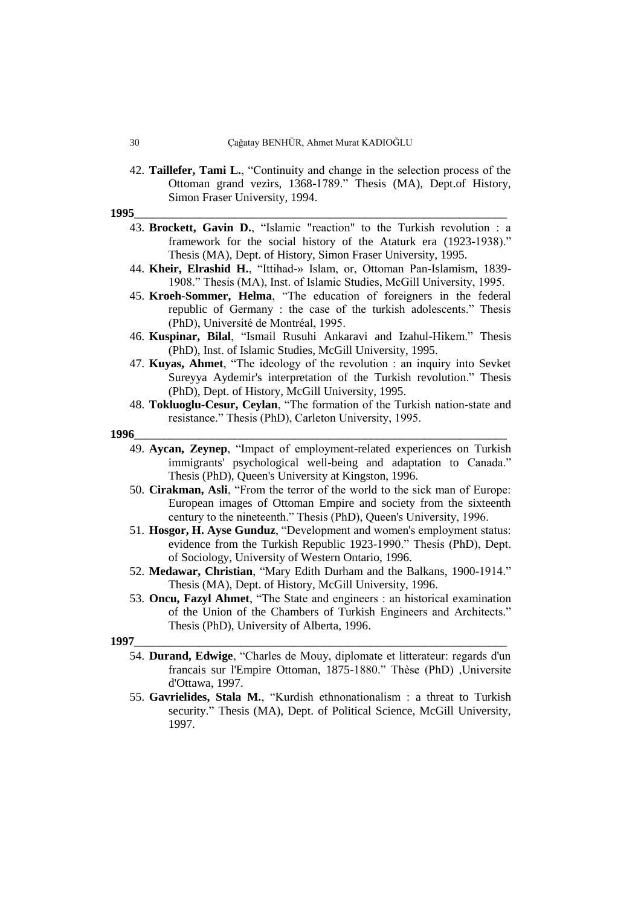42. **Taillefer, Tami L.**, "Continuity and change in the selection process of the Ottoman grand vezirs, 1368-1789." Thesis (MA), Dept.of History, Simon Fraser University, 1994.

**1995**

43. **Brockett, Gavin D.**, "Islamic "reaction" to the Turkish revolution : a framework for the social history of the Ataturk era (1923-1938)." Thesis (MA), Dept. of History, Simon Fraser University, 1995.
44. **Kheir, Elrashid H.**, "Ittihad-» Islam, or, Ottoman Pan-Islamism, 1839-1908." Thesis (MA), Inst. of Islamic Studies, McGill University, 1995.
45. **Kroeh-Sommer, Helma**, "The education of foreigners in the federal republic of Germany : the case of the turkish adolescents." Thesis (PhD), Université de Montréal, 1995.
46. **Kuspinar, Bilal**, "Ismail Rusuhi Ankaravi and Izahul-Hikem." Thesis (PhD), Inst. of Islamic Studies, McGill University, 1995.
47. **Kuyas, Ahmet**, "The ideology of the revolution : an inquiry into Sevket Sureyya Aydemir's interpretation of the Turkish revolution." Thesis (PhD), Dept. of History, McGill University, 1995.
48. **Tokluoglu-Cesur, Ceylan**, "The formation of the Turkish nation-state and resistance." Thesis (PhD), Carleton University, 1995.

**1996**

49. **Aycan, Zeynep**, "Impact of employment-related experiences on Turkish immigrants' psychological well-being and adaptation to Canada." Thesis (PhD), Queen's University at Kingston, 1996.
50. **Cirakman, Asli**, "From the terror of the world to the sick man of Europe: European images of Ottoman Empire and society from the sixteenth century to the nineteenth." Thesis (PhD), Queen's University, 1996.
51. **Hosgor, H. Ayse Gunduz**, "Development and women's employment status: evidence from the Turkish Republic 1923-1990." Thesis (PhD), Dept. of Sociology, University of Western Ontario, 1996.
52. **Medawar, Christian**, "Mary Edith Durham and the Balkans, 1900-1914." Thesis (MA), Dept. of History, McGill University, 1996.
53. **Oncu, Fazyl Ahmet**, "The State and engineers : an historical examination of the Union of the Chambers of Turkish Engineers and Architects." Thesis (PhD), University of Alberta, 1996.

**1997**

54. **Durand, Edwige**, "Charles de Mouy, diplomate et litterateur: regards d'un francais sur l'Empire Ottoman, 1875-1880." Thèse (PhD) ,Universite d'Ottawa, 1997.
55. **Gavrielides, Stala M.**, "Kurdish ethnonationalism : a threat to Turkish security." Thesis (MA), Dept. of Political Science, McGill University, 1997.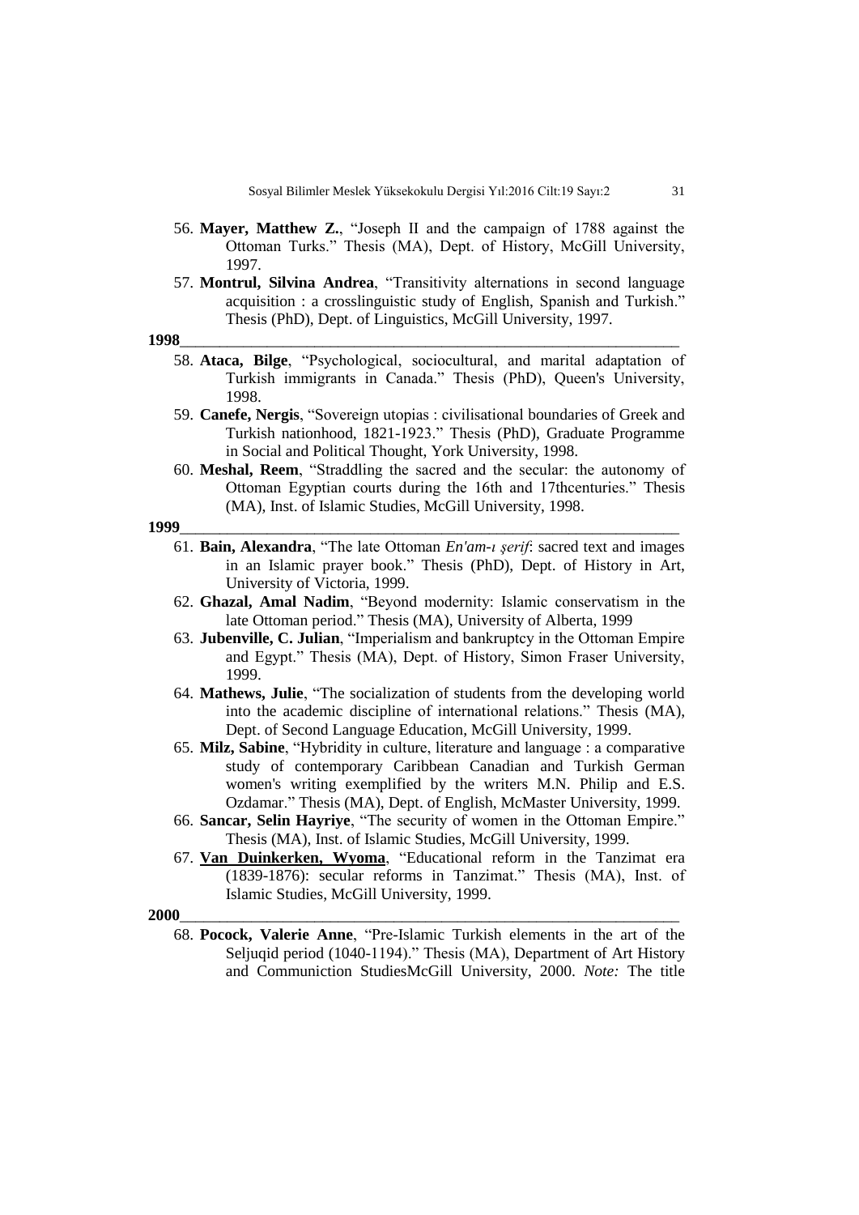56. **Mayer, Matthew Z.**, "Joseph II and the campaign of 1788 against the Ottoman Turks." Thesis (MA), Dept. of History, McGill University, 1997.
57. **Montrul, Silvina Andrea**, "Transitivity alternations in second language acquisition : a crosslinguistic study of English, Spanish and Turkish." Thesis (PhD), Dept. of Linguistics, McGill University, 1997.

**1998**

58. **Ataca, Bilge**, "Psychological, sociocultural, and marital adaptation of Turkish immigrants in Canada." Thesis (PhD), Queen's University, 1998.
59. **Canefe, Nergis**, "Sovereign utopias : civilisational boundaries of Greek and Turkish nationhood, 1821-1923." Thesis (PhD), Graduate Programme in Social and Political Thought, York University, 1998.
60. **Meshal, Reem**, "Straddling the sacred and the secular: the autonomy of Ottoman Egyptian courts during the 16th and 17thcenturies." Thesis (MA), Inst. of Islamic Studies, McGill University, 1998.

**1999**

61. **Bain, Alexandra**, "The late Ottoman *En'am-ı şerif*: sacred text and images in an Islamic prayer book." Thesis (PhD), Dept. of History in Art, University of Victoria, 1999.
62. **Ghazal, Amal Nadim**, "Beyond modernity: Islamic conservatism in the late Ottoman period." Thesis (MA), University of Alberta, 1999
63. **Jubenville, C. Julian**, "Imperialism and bankruptcy in the Ottoman Empire and Egypt." Thesis (MA), Dept. of History, Simon Fraser University, 1999.
64. **Mathews, Julie**, "The socialization of students from the developing world into the academic discipline of international relations." Thesis (MA), Dept. of Second Language Education, McGill University, 1999.
65. **Milz, Sabine**, "Hybridity in culture, literature and language : a comparative study of contemporary Caribbean Canadian and Turkish German women's writing exemplified by the writers M.N. Philip and E.S. Ozdamar." Thesis (MA), Dept. of English, McMaster University, 1999.
66. **Sancar, Selin Hayriye**, "The security of women in the Ottoman Empire." Thesis (MA), Inst. of Islamic Studies, McGill University, 1999.
67. **Van Duinkerken, Wyoma**, "Educational reform in the Tanzimat era (1839-1876): secular reforms in Tanzimat." Thesis (MA), Inst. of Islamic Studies, McGill University, 1999.

**2000**

68. **Pocock, Valerie Anne**, "Pre-Islamic Turkish elements in the art of the Seljuqid period (1040-1194)." Thesis (MA), Department of Art History and Communiction StudiesMcGill University, 2000. *Note:* The title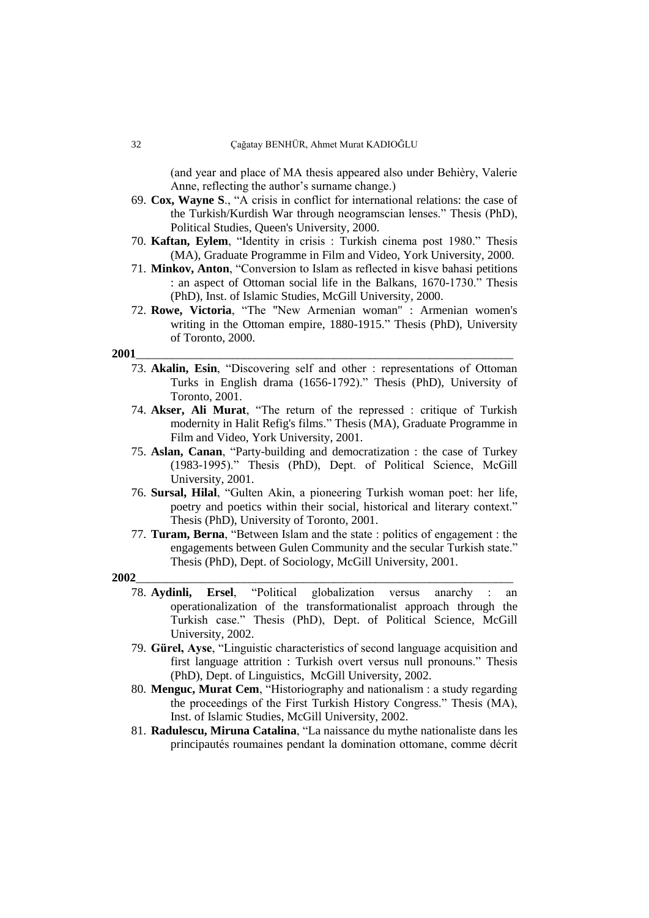(and year and place of MA thesis appeared also under Behièry, Valerie Anne, reflecting the author's surname change.)

69. **Cox, Wayne S**., "A crisis in conflict for international relations: the case of the Turkish/Kurdish War through neogramscian lenses." Thesis (PhD), Political Studies, Queen's University, 2000.
70. **Kaftan, Eylem**, "Identity in crisis : Turkish cinema post 1980." Thesis (MA), Graduate Programme in Film and Video, York University, 2000.
71. **Minkov, Anton**, "Conversion to Islam as reflected in kisve bahasi petitions : an aspect of Ottoman social life in the Balkans, 1670-1730." Thesis (PhD), Inst. of Islamic Studies, McGill University, 2000.
72. **Rowe, Victoria**, "The "New Armenian woman" : Armenian women's writing in the Ottoman empire, 1880-1915." Thesis (PhD), University of Toronto, 2000.

**2001**

73. **Akalin, Esin**, "Discovering self and other : representations of Ottoman Turks in English drama (1656-1792)." Thesis (PhD), University of Toronto, 2001.
74. **Akser, Ali Murat**, "The return of the repressed : critique of Turkish modernity in Halit Refig's films." Thesis (MA), Graduate Programme in Film and Video, York University, 2001.
75. **Aslan, Canan**, "Party-building and democratization : the case of Turkey (1983-1995)." Thesis (PhD), Dept. of Political Science, McGill University, 2001.
76. **Sursal, Hilal**, "Gulten Akin, a pioneering Turkish woman poet: her life, poetry and poetics within their social, historical and literary context." Thesis (PhD), University of Toronto, 2001.
77. **Turam, Berna**, "Between Islam and the state : politics of engagement : the engagements between Gulen Community and the secular Turkish state." Thesis (PhD), Dept. of Sociology, McGill University, 2001.

**2002**

78. **Aydinli, Ersel**, "Political globalization versus anarchy : an operationalization of the transformationalist approach through the Turkish case." Thesis (PhD), Dept. of Political Science, McGill University, 2002.
79. **Gürel, Ayse**, "Linguistic characteristics of second language acquisition and first language attrition : Turkish overt versus null pronouns." Thesis (PhD), Dept. of Linguistics, McGill University, 2002.
80. **Menguc, Murat Cem**, "Historiography and nationalism : a study regarding the proceedings of the First Turkish History Congress." Thesis (MA), Inst. of Islamic Studies, McGill University, 2002.
81. **Radulescu, Miruna Catalina**, "La naissance du mythe nationaliste dans les principautés roumaines pendant la domination ottomane, comme décrit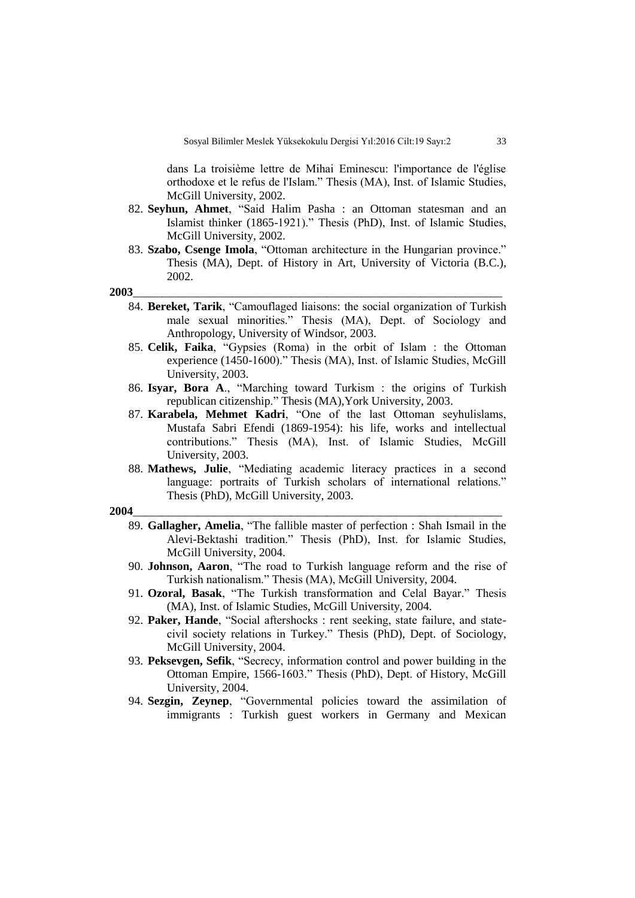dans La troisième lettre de Mihai Eminescu: l'importance de l'église orthodoxe et le refus de l'Islam." Thesis (MA), Inst. of Islamic Studies, McGill University, 2002.

82. **Seyhun, Ahmet**, "Said Halim Pasha : an Ottoman statesman and an Islamist thinker (1865-1921)." Thesis (PhD), Inst. of Islamic Studies, McGill University, 2002.
83. **Szabo, Csenge Imola**, "Ottoman architecture in the Hungarian province." Thesis (MA), Dept. of History in Art, University of Victoria (B.C.), 2002.

**2003**

84. **Bereket, Tarik**, "Camouflaged liaisons: the social organization of Turkish male sexual minorities." Thesis (MA), Dept. of Sociology and Anthropology, University of Windsor, 2003.
85. **Celik, Faika**, "Gypsies (Roma) in the orbit of Islam : the Ottoman experience (1450-1600)." Thesis (MA), Inst. of Islamic Studies, McGill University, 2003.
86. **Isyar, Bora A**., "Marching toward Turkism : the origins of Turkish republican citizenship." Thesis (MA),York University, 2003.
87. **Karabela, Mehmet Kadri**, "One of the last Ottoman seyhulislams, Mustafa Sabri Efendi (1869-1954): his life, works and intellectual contributions." Thesis (MA), Inst. of Islamic Studies, McGill University, 2003.
88. **Mathews, Julie**, "Mediating academic literacy practices in a second language: portraits of Turkish scholars of international relations." Thesis (PhD), McGill University, 2003.

**2004**

89. **Gallagher, Amelia**, "The fallible master of perfection : Shah Ismail in the Alevi-Bektashi tradition." Thesis (PhD), Inst. for Islamic Studies, McGill University, 2004.
90. **Johnson, Aaron**, "The road to Turkish language reform and the rise of Turkish nationalism." Thesis (MA), McGill University, 2004.
91. **Ozoral, Basak**, "The Turkish transformation and Celal Bayar." Thesis (MA), Inst. of Islamic Studies, McGill University, 2004.
92. **Paker, Hande**, "Social aftershocks : rent seeking, state failure, and state-civil society relations in Turkey." Thesis (PhD), Dept. of Sociology, McGill University, 2004.
93. **Peksevgen, Sefik**, "Secrecy, information control and power building in the Ottoman Empire, 1566-1603." Thesis (PhD), Dept. of History, McGill University, 2004.
94. **Sezgin, Zeynep**, "Governmental policies toward the assimilation of immigrants : Turkish guest workers in Germany and Mexican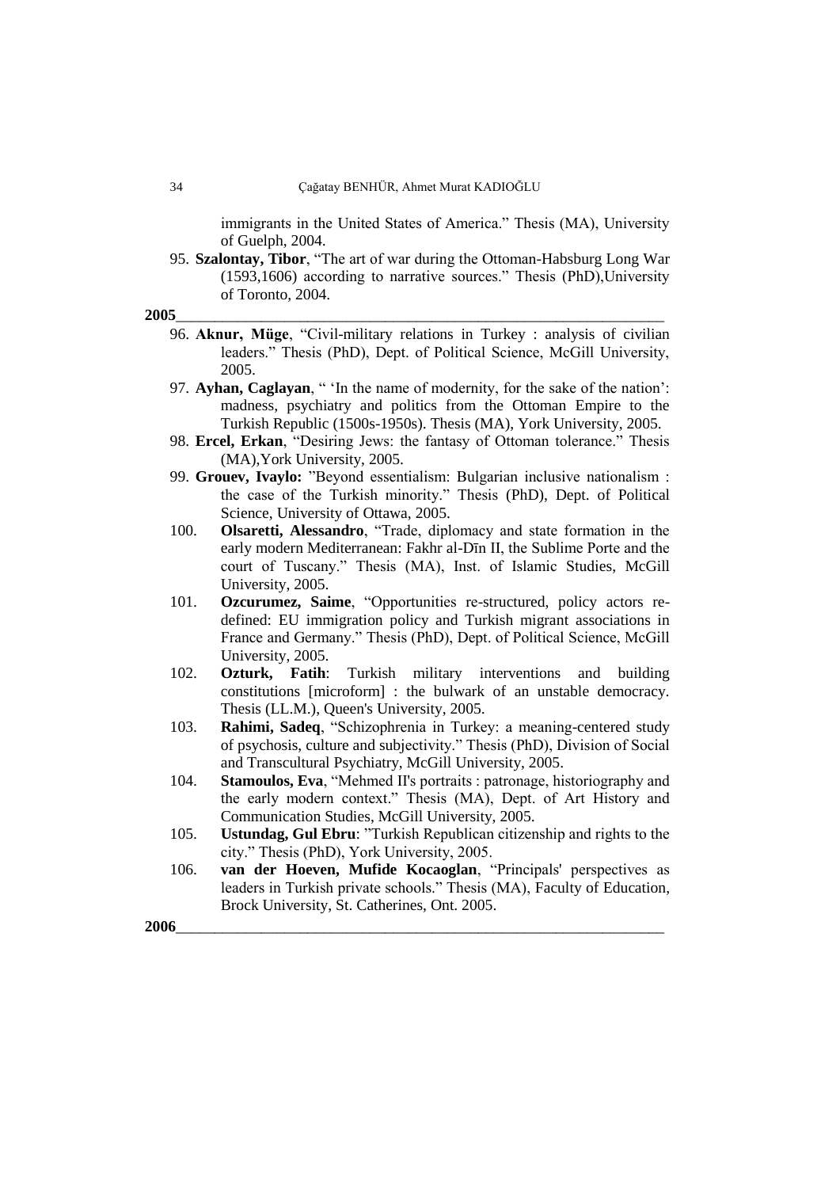immigrants in the United States of America." Thesis (MA), University of Guelph, 2004.

95. **Szalontay, Tibor**, "The art of war during the Ottoman-Habsburg Long War (1593,1606) according to narrative sources." Thesis (PhD),University of Toronto, 2004.

**2005**\_\_\_\_\_\_\_\_\_\_\_\_\_\_\_\_\_\_\_\_\_\_\_\_\_\_\_\_\_\_\_\_\_\_\_\_\_\_\_\_\_\_\_\_\_\_\_\_\_\_\_\_\_\_\_\_\_\_\_\_\_\_

96. **Aknur, Müge**, "Civil-military relations in Turkey : analysis of civilian leaders." Thesis (PhD), Dept. of Political Science, McGill University, 2005.
97. **Ayhan, Caglayan**, " 'In the name of modernity, for the sake of the nation': madness, psychiatry and politics from the Ottoman Empire to the Turkish Republic (1500s-1950s). Thesis (MA), York University, 2005.
98. **Ercel, Erkan**, "Desiring Jews: the fantasy of Ottoman tolerance." Thesis (MA),York University, 2005.
99. **Grouev, Ivaylo:** "Beyond essentialism: Bulgarian inclusive nationalism : the case of the Turkish minority." Thesis (PhD), Dept. of Political Science, University of Ottawa, 2005.
100. **Olsaretti, Alessandro**, "Trade, diplomacy and state formation in the early modern Mediterranean: Fakhr al-Dīn II, the Sublime Porte and the court of Tuscany." Thesis (MA), Inst. of Islamic Studies, McGill University, 2005.
101. **Ozcurumez, Saime**, "Opportunities re-structured, policy actors re-defined: EU immigration policy and Turkish migrant associations in France and Germany." Thesis (PhD), Dept. of Political Science, McGill University, 2005.
102. **Ozturk, Fatih**: Turkish military interventions and building constitutions [microform] : the bulwark of an unstable democracy. Thesis (LL.M.), Queen's University, 2005.
103. **Rahimi, Sadeq**, "Schizophrenia in Turkey: a meaning-centered study of psychosis, culture and subjectivity." Thesis (PhD), Division of Social and Transcultural Psychiatry, McGill University, 2005.
104. **Stamoulos, Eva**, "Mehmed II's portraits : patronage, historiography and the early modern context." Thesis (MA), Dept. of Art History and Communication Studies, McGill University, 2005.
105. **Ustundag, Gul Ebru**: "Turkish Republican citizenship and rights to the city." Thesis (PhD), York University, 2005.
106. **van der Hoeven, Mufide Kocaoglan**, "Principals' perspectives as leaders in Turkish private schools." Thesis (MA), Faculty of Education, Brock University, St. Catherines, Ont. 2005.

**2006**\_\_\_\_\_\_\_\_\_\_\_\_\_\_\_\_\_\_\_\_\_\_\_\_\_\_\_\_\_\_\_\_\_\_\_\_\_\_\_\_\_\_\_\_\_\_\_\_\_\_\_\_\_\_\_\_\_\_\_\_\_\_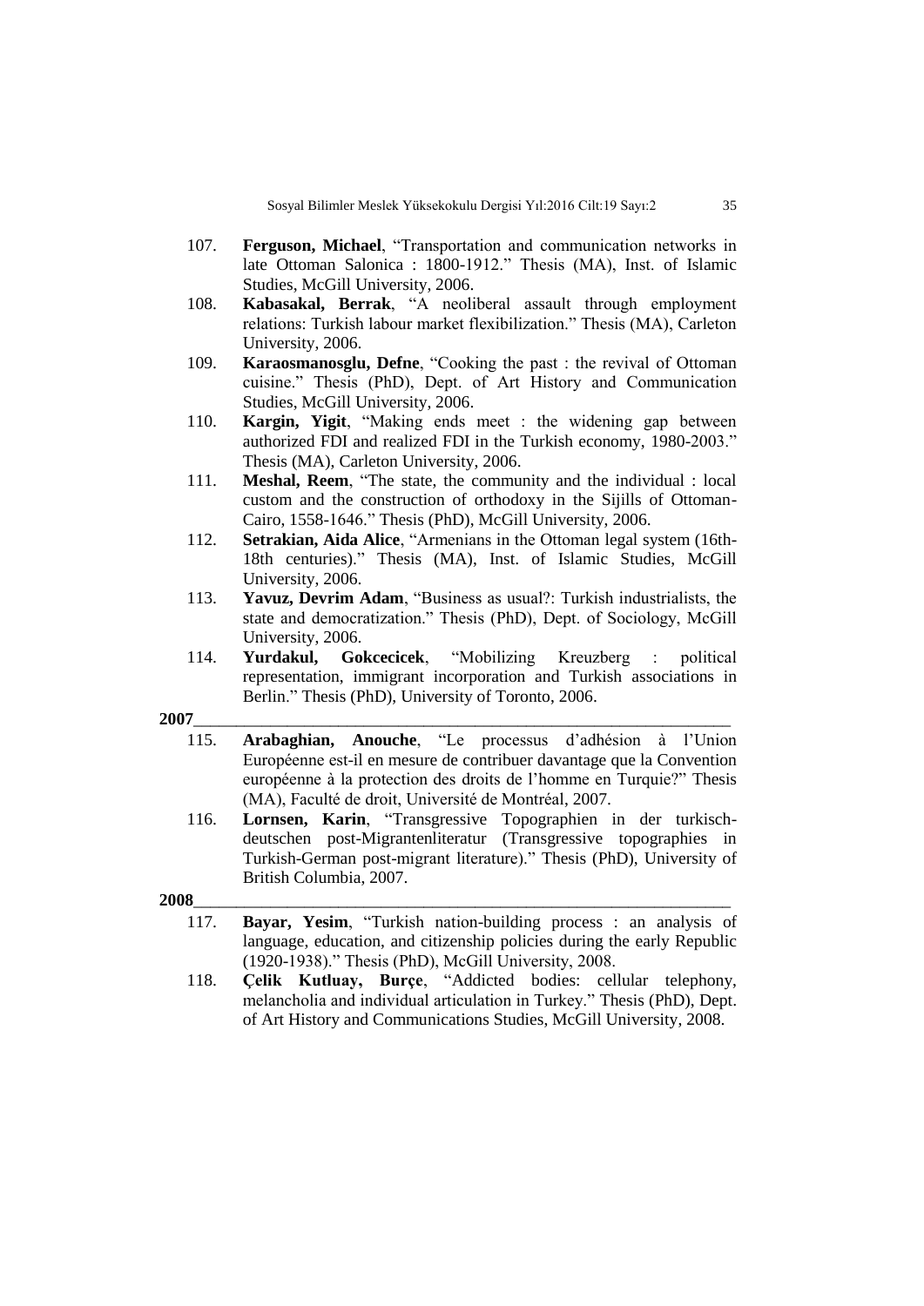107. **Ferguson, Michael**, "Transportation and communication networks in late Ottoman Salonica : 1800-1912." Thesis (MA), Inst. of Islamic Studies, McGill University, 2006.

108. **Kabasakal, Berrak**, "A neoliberal assault through employment relations: Turkish labour market flexibilization." Thesis (MA), Carleton University, 2006.

109. **Karaosmanosglu, Defne**, "Cooking the past : the revival of Ottoman cuisine." Thesis (PhD), Dept. of Art History and Communication Studies, McGill University, 2006.

110. **Kargin, Yigit**, "Making ends meet : the widening gap between authorized FDI and realized FDI in the Turkish economy, 1980-2003." Thesis (MA), Carleton University, 2006.

111. **Meshal, Reem**, "The state, the community and the individual : local custom and the construction of orthodoxy in the Sijills of Ottoman-Cairo, 1558-1646." Thesis (PhD), McGill University, 2006.

112. **Setrakian, Aida Alice**, "Armenians in the Ottoman legal system (16th-18th centuries)." Thesis (MA), Inst. of Islamic Studies, McGill University, 2006.

113. **Yavuz, Devrim Adam**, "Business as usual?: Turkish industrialists, the state and democratization." Thesis (PhD), Dept. of Sociology, McGill University, 2006.

114. **Yurdakul, Gokcecicek**, "Mobilizing Kreuzberg : political representation, immigrant incorporation and Turkish associations in Berlin." Thesis (PhD), University of Toronto, 2006.

**2007**

115. **Arabaghian, Anouche**, "Le processus d'adhésion à l'Union Européenne est-il en mesure de contribuer davantage que la Convention européenne à la protection des droits de l'homme en Turquie?" Thesis (MA), Faculté de droit, Université de Montréal, 2007.

116. **Lornsen, Karin**, "Transgressive Topographien in der turkisch-deutschen post-Migrantenliteratur (Transgressive topographies in Turkish-German post-migrant literature)." Thesis (PhD), University of British Columbia, 2007.

**2008**

117. **Bayar, Yesim**, "Turkish nation-building process : an analysis of language, education, and citizenship policies during the early Republic (1920-1938)." Thesis (PhD), McGill University, 2008.

118. **Çelik Kutluay, Burçe**, "Addicted bodies: cellular telephony, melancholia and individual articulation in Turkey." Thesis (PhD), Dept. of Art History and Communications Studies, McGill University, 2008.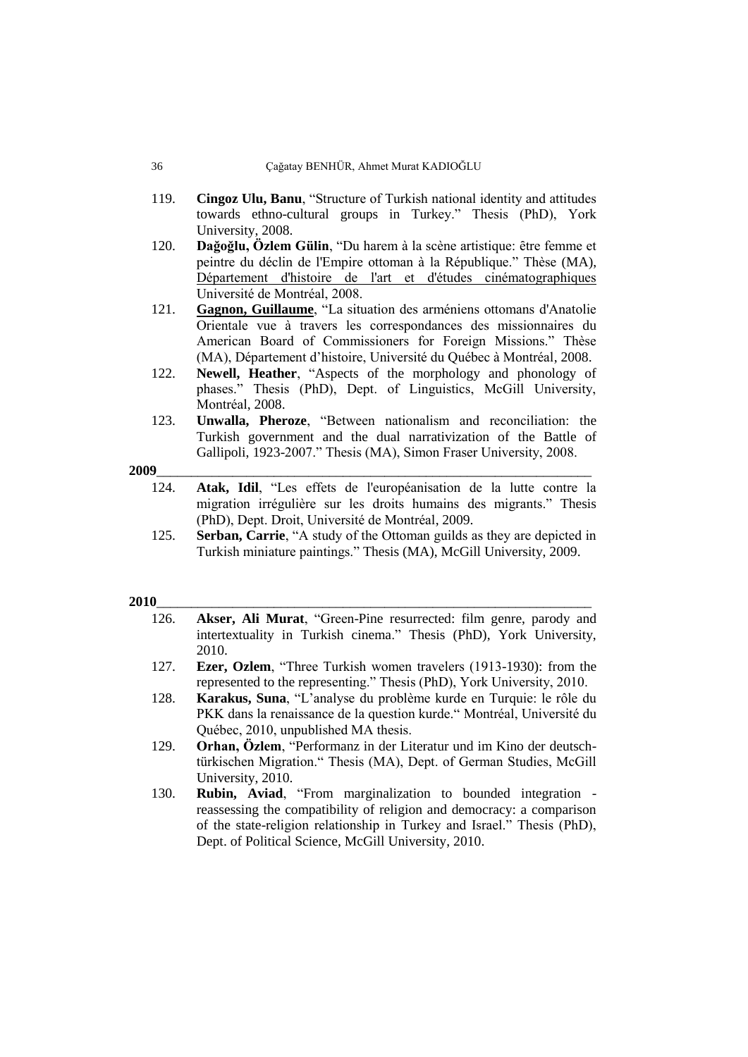119. **Cingoz Ulu, Banu**, "Structure of Turkish national identity and attitudes towards ethno-cultural groups in Turkey." Thesis (PhD), York University, 2008.
120. **Dağoğlu, Özlem Gülin**, "Du harem à la scène artistique: être femme et peintre du déclin de l'Empire ottoman à la République." Thèse (MA), Département d'histoire de l'art et d'études cinématographiques Université de Montréal, 2008.
121. **Gagnon, Guillaume**, "La situation des arméniens ottomans d'Anatolie Orientale vue à travers les correspondances des missionnaires du American Board of Commissioners for Foreign Missions." Thèse (MA), Département d'histoire, Université du Québec à Montréal, 2008.
122. **Newell, Heather**, "Aspects of the morphology and phonology of phases." Thesis (PhD), Dept. of Linguistics, McGill University, Montréal, 2008.
123. **Unwalla, Pheroze**, "Between nationalism and reconciliation: the Turkish government and the dual narrativization of the Battle of Gallipoli, 1923-2007." Thesis (MA), Simon Fraser University, 2008.

**2009**

124. **Atak, Idil**, "Les effets de l'européanisation de la lutte contre la migration irrégulière sur les droits humains des migrants." Thesis (PhD), Dept. Droit, Université de Montréal, 2009.
125. **Serban, Carrie**, "A study of the Ottoman guilds as they are depicted in Turkish miniature paintings." Thesis (MA), McGill University, 2009.

**2010**

126. **Akser, Ali Murat**, "Green-Pine resurrected: film genre, parody and intertextuality in Turkish cinema." Thesis (PhD), York University, 2010.
127. **Ezer, Ozlem**, "Three Turkish women travelers (1913-1930): from the represented to the representing." Thesis (PhD), York University, 2010.
128. **Karakus, Suna**, "L'analyse du problème kurde en Turquie: le rôle du PKK dans la renaissance de la question kurde." Montréal, Université du Québec, 2010, unpublished MA thesis.
129. **Orhan, Özlem**, "Performanz in der Literatur und im Kino der deutsch-türkischen Migration." Thesis (MA), Dept. of German Studies, McGill University, 2010.
130. **Rubin, Aviad**, "From marginalization to bounded integration - reassessing the compatibility of religion and democracy: a comparison of the state-religion relationship in Turkey and Israel." Thesis (PhD), Dept. of Political Science, McGill University, 2010.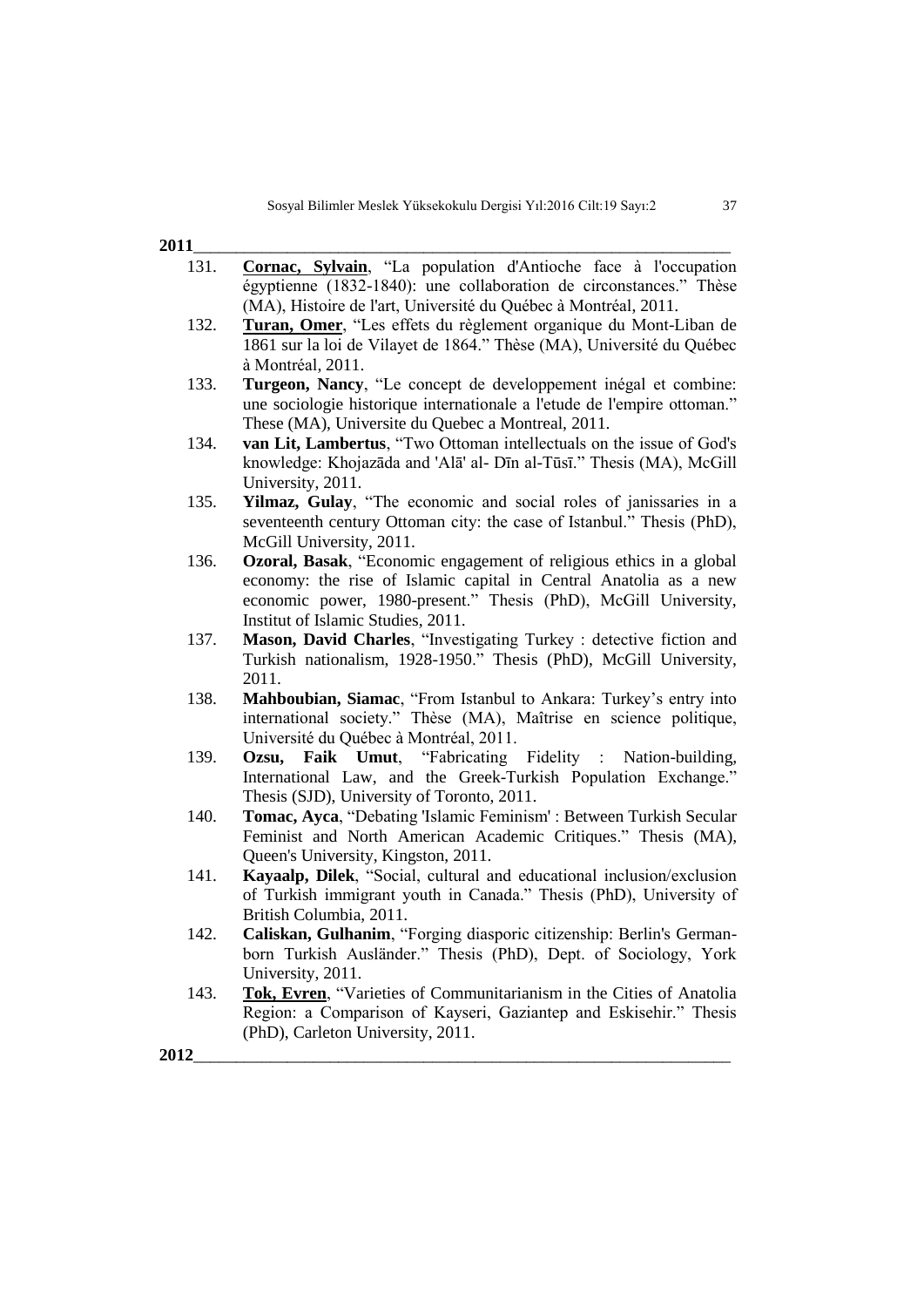**2011**

131. **Cornac, Sylvain**, “La population d'Antioche face à l'occupation égyptienne (1832-1840): une collaboration de circonstances.” Thèse (MA), Histoire de l'art, Université du Québec à Montréal, 2011.
132. **Turan, Omer**, “Les effets du règlement organique du Mont-Liban de 1861 sur la loi de Vilayet de 1864.” Thèse (MA), Université du Québec à Montréal, 2011.
133. **Turgeon, Nancy**, “Le concept de developpement inégal et combine: une sociologie historique internationale a l'etude de l'empire ottoman.” These (MA), Universite du Quebec a Montreal, 2011.
134. **van Lit, Lambertus**, “Two Ottoman intellectuals on the issue of God's knowledge: Khojazāda and 'Alā' al- Dīn al-Tūsī.” Thesis (MA), McGill University, 2011.
135. **Yilmaz, Gulay**, “The economic and social roles of janissaries in a seventeenth century Ottoman city: the case of Istanbul.” Thesis (PhD), McGill University, 2011.
136. **Ozoral, Basak**, “Economic engagement of religious ethics in a global economy: the rise of Islamic capital in Central Anatolia as a new economic power, 1980-present.” Thesis (PhD), McGill University, Institut of Islamic Studies, 2011.
137. **Mason, David Charles**, “Investigating Turkey : detective fiction and Turkish nationalism, 1928-1950.” Thesis (PhD), McGill University, 2011.
138. **Mahboubian, Siamac**, “From Istanbul to Ankara: Turkey’s entry into international society.” Thèse (MA), Maîtrise en science politique, Université du Québec à Montréal, 2011.
139. **Ozsu, Faik Umut**, “Fabricating Fidelity : Nation-building, International Law, and the Greek-Turkish Population Exchange.” Thesis (SJD), University of Toronto, 2011.
140. **Tomac, Ayca**, “Debating 'Islamic Feminism' : Between Turkish Secular Feminist and North American Academic Critiques.” Thesis (MA), Queen's University, Kingston, 2011.
141. **Kayaalp, Dilek**, “Social, cultural and educational inclusion/exclusion of Turkish immigrant youth in Canada.” Thesis (PhD), University of British Columbia, 2011.
142. **Caliskan, Gulhanim**, “Forging diasporic citizenship: Berlin's German-born Turkish Ausländer.” Thesis (PhD), Dept. of Sociology, York University, 2011.
143. **Tok, Evren**, “Varieties of Communitarianism in the Cities of Anatolia Region: a Comparison of Kayseri, Gaziantep and Eskisehir.” Thesis (PhD), Carleton University, 2011.

**2012**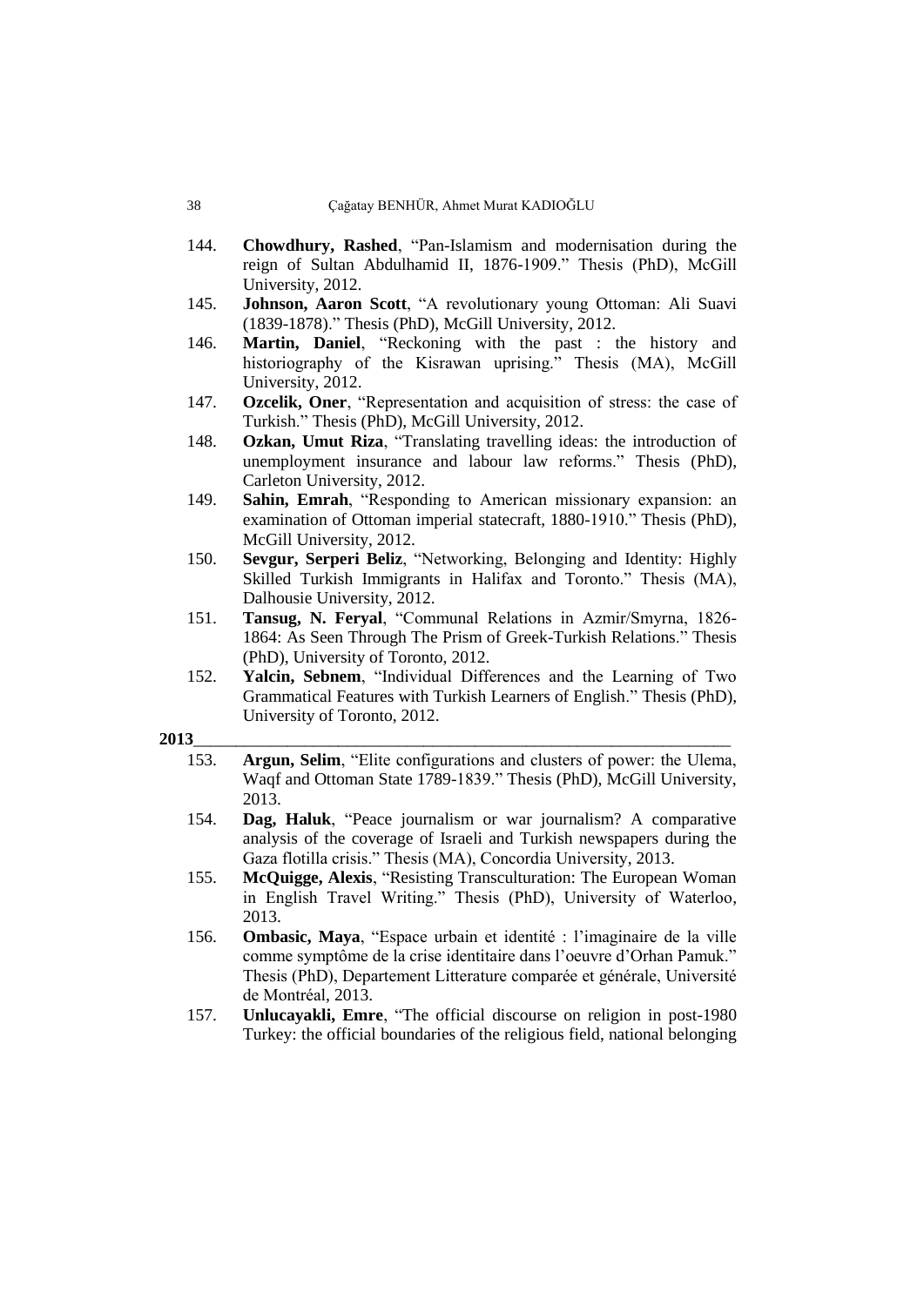144. **Chowdhury, Rashed**, "Pan-Islamism and modernisation during the reign of Sultan Abdulhamid II, 1876-1909." Thesis (PhD), McGill University, 2012.
145. **Johnson, Aaron Scott**, "A revolutionary young Ottoman: Ali Suavi (1839-1878)." Thesis (PhD), McGill University, 2012.
146. **Martin, Daniel**, "Reckoning with the past : the history and historiography of the Kisrawan uprising." Thesis (MA), McGill University, 2012.
147. **Ozcelik, Oner**, "Representation and acquisition of stress: the case of Turkish." Thesis (PhD), McGill University, 2012.
148. **Ozkan, Umut Riza**, "Translating travelling ideas: the introduction of unemployment insurance and labour law reforms." Thesis (PhD), Carleton University, 2012.
149. **Sahin, Emrah**, "Responding to American missionary expansion: an examination of Ottoman imperial statecraft, 1880-1910." Thesis (PhD), McGill University, 2012.
150. **Sevgur, Serperi Beliz**, "Networking, Belonging and Identity: Highly Skilled Turkish Immigrants in Halifax and Toronto." Thesis (MA), Dalhousie University, 2012.
151. **Tansug, N. Feryal**, "Communal Relations in Azmir/Smyrna, 1826-1864: As Seen Through The Prism of Greek-Turkish Relations." Thesis (PhD), University of Toronto, 2012.
152. **Yalcin, Sebnem**, "Individual Differences and the Learning of Two Grammatical Features with Turkish Learners of English." Thesis (PhD), University of Toronto, 2012.

**2013**

153. **Argun, Selim**, "Elite configurations and clusters of power: the Ulema, Waqf and Ottoman State 1789-1839." Thesis (PhD), McGill University, 2013.
154. **Dag, Haluk**, "Peace journalism or war journalism? A comparative analysis of the coverage of Israeli and Turkish newspapers during the Gaza flotilla crisis." Thesis (MA), Concordia University, 2013.
155. **McQuigge, Alexis**, "Resisting Transculturation: The European Woman in English Travel Writing." Thesis (PhD), University of Waterloo, 2013.
156. **Ombasic, Maya**, "Espace urbain et identité : l'imaginaire de la ville comme symptôme de la crise identitaire dans l'oeuvre d'Orhan Pamuk." Thesis (PhD), Departement Litterature comparée et générale, Université de Montréal, 2013.
157. **Unlucayakli, Emre**, "The official discourse on religion in post-1980 Turkey: the official boundaries of the religious field, national belonging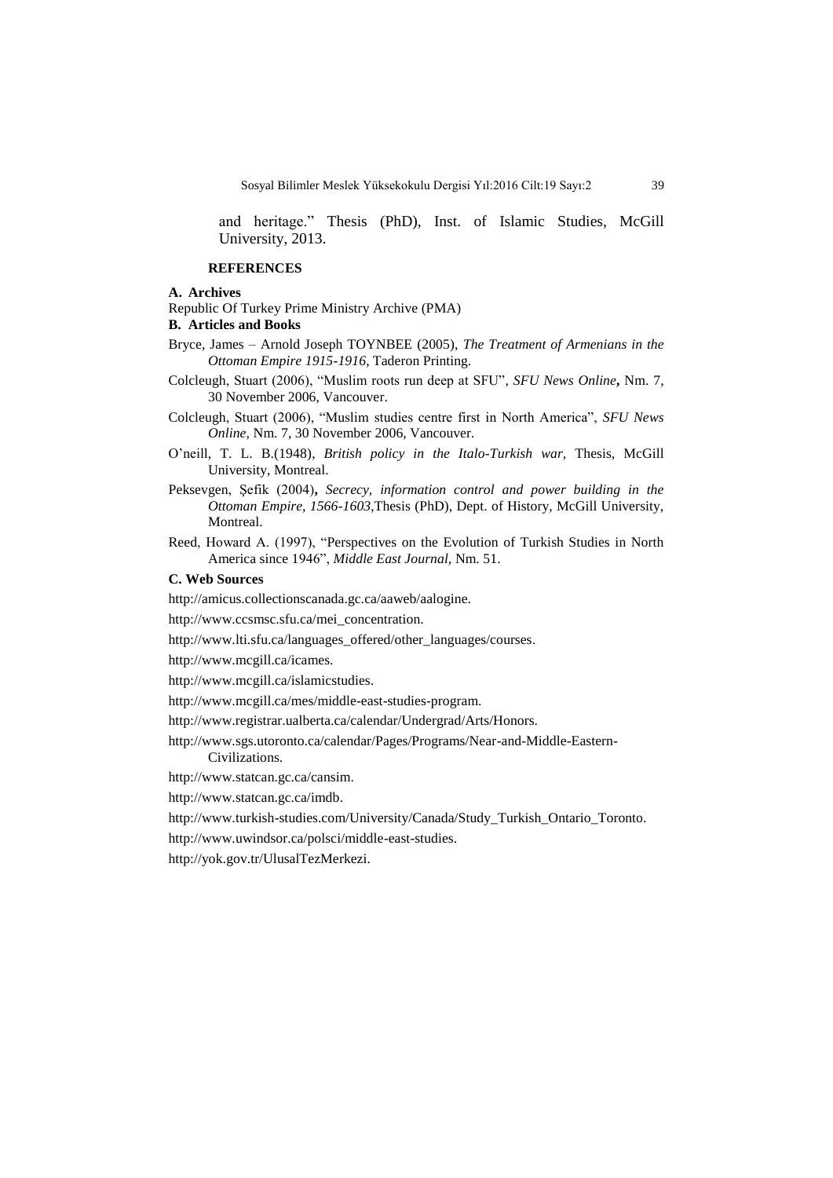and heritage." Thesis (PhD), Inst. of Islamic Studies, McGill University, 2013.

## REFERENCES

**A. Archives**

Republic Of Turkey Prime Ministry Archive (PMA)

**B. Articles and Books**

Bryce, James – Arnold Joseph TOYNBEE (2005), *The Treatment of Armenians in the Ottoman Empire 1915-1916*, Taderon Printing.

Colcleugh, Stuart (2006), "Muslim roots run deep at SFU", *SFU News Online***,** Nm. 7, 30 November 2006, Vancouver.

Colcleugh, Stuart (2006), "Muslim studies centre first in North America", *SFU News Online,* Nm. 7, 30 November 2006, Vancouver.

O'neill, T. L. B.(1948), *British policy in the Italo-Turkish war,* Thesis, McGill University, Montreal.

Peksevgen, Şefik (2004)**,** *Secrecy, information control and power building in the Ottoman Empire, 1566-1603*,Thesis (PhD), Dept. of History, McGill University, Montreal.

Reed, Howard A. (1997), "Perspectives on the Evolution of Turkish Studies in North America since 1946", *Middle East Journal,* Nm. 51.

**C. Web Sources**

http://amicus.collectionscanada.gc.ca/aaweb/aalogine.

http://www.ccsmsc.sfu.ca/mei_concentration.

http://www.lti.sfu.ca/languages_offered/other_languages/courses.

http://www.mcgill.ca/icames.

http://www.mcgill.ca/islamicstudies.

http://www.mcgill.ca/mes/middle-east-studies-program.

http://www.registrar.ualberta.ca/calendar/Undergrad/Arts/Honors.

http://www.sgs.utoronto.ca/calendar/Pages/Programs/Near-and-Middle-Eastern-Civilizations.

http://www.statcan.gc.ca/cansim.

http://www.statcan.gc.ca/imdb.

http://www.turkish-studies.com/University/Canada/Study_Turkish_Ontario_Toronto.

http://www.uwindsor.ca/polsci/middle-east-studies.

http://yok.gov.tr/UlusalTezMerkezi.